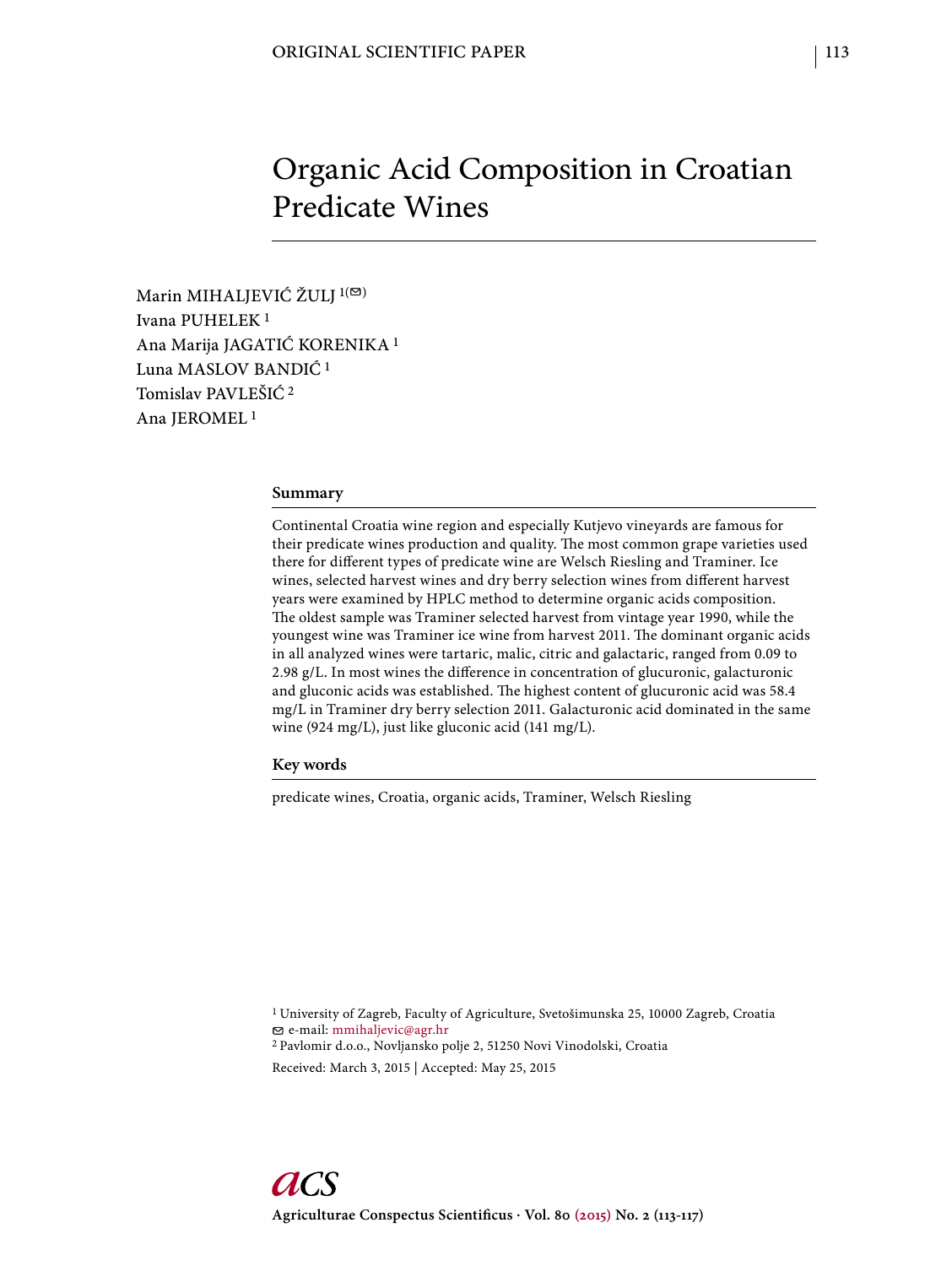# Organic Acid Composition in Croatian Predicate Wines

Marin MIHALJEVIĆ ŽULJ [1(✉)]
Ivana PUHELEK [1]
Ana Marija JAGATIĆ KORENIKA [1]
Luna MASLOV BANDIĆ [1]
Tomislav PAVLEŠIĆ [2]
Ana JEROMEL [1]

## Summary

Continental Croatia wine region and especially Kutjevo vineyards are famous for their predicate wines production and quality. The most common grape varieties used there for different types of predicate wine are Welsch Riesling and Traminer. Ice wines, selected harvest wines and dry berry selection wines from different harvest years were examined by HPLC method to determine organic acids composition. The oldest sample was Traminer selected harvest from vintage year 1990, while the youngest wine was Traminer ice wine from harvest 2011. The dominant organic acids in all analyzed wines were tartaric, malic, citric and galactaric, ranged from 0.09 to 2.98 g/L. In most wines the difference in concentration of glucuronic, galacturonic and gluconic acids was established. The highest content of glucuronic acid was 58.4 mg/L in Traminer dry berry selection 2011. Galacturonic acid dominated in the same wine (924 mg/L), just like gluconic acid (141 mg/L).

## Key words

predicate wines, Croatia, organic acids, Traminer, Welsch Riesling

[1] University of Zagreb, Faculty of Agriculture, Svetošimunska 25, 10000 Zagreb, Croatia
✉ e-mail: mmihaljevic@agr.hr
[2] Pavlomir d.o.o., Novljansko polje 2, 51250 Novi Vinodolski, Croatia

Received: March 3, 2015 | Accepted: May 25, 2015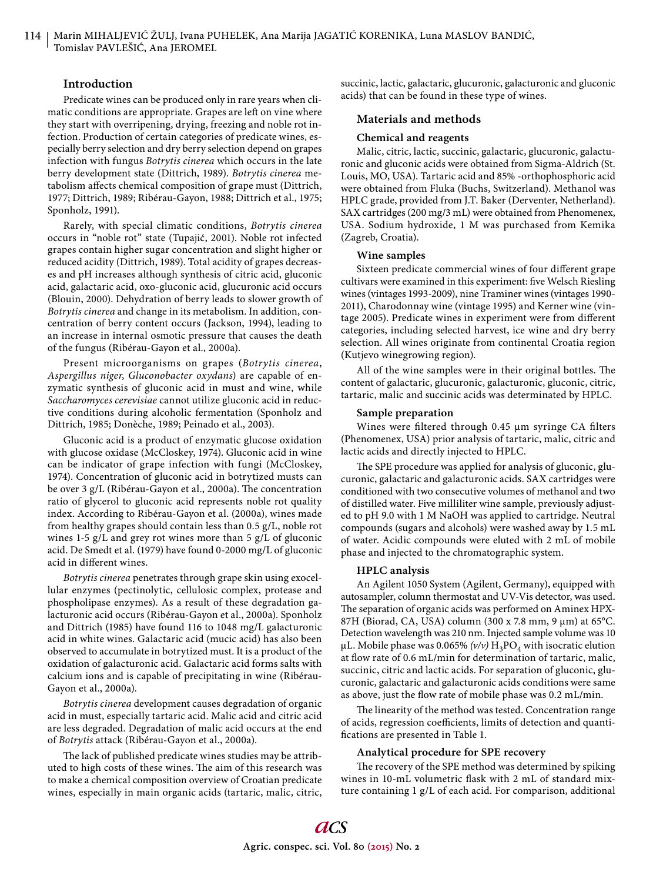## Introduction

Predicate wines can be produced only in rare years when climatic conditions are appropriate. Grapes are left on vine where they start with overripening, drying, freezing and noble rot infection. Production of certain categories of predicate wines, especially berry selection and dry berry selection depend on grapes infection with fungus *Botrytis cinerea* which occurs in the late berry development state (Dittrich, 1989). *Botrytis cinerea* metabolism affects chemical composition of grape must (Dittrich, 1977; Dittrich, 1989; Ribérau-Gayon, 1988; Dittrich et al., 1975; Sponholz, 1991).

Rarely, with special climatic conditions, *Botrytis cinerea* occurs in "noble rot" state (Tupajić, 2001). Noble rot infected grapes contain higher sugar concentration and slight higher or reduced acidity (Dittrich, 1989). Total acidity of grapes decreases and pH increases although synthesis of citric acid, gluconic acid, galactaric acid, oxo-gluconic acid, glucuronic acid occurs (Blouin, 2000). Dehydration of berry leads to slower growth of *Botrytis cinerea* and change in its metabolism. In addition, concentration of berry content occurs (Jackson, 1994), leading to an increase in internal osmotic pressure that causes the death of the fungus (Ribérau-Gayon et al., 2000a).

Present microorganisms on grapes (*Botrytis cinerea*, *Aspergillus niger*, *Gluconobacter oxydans*) are capable of enzymatic synthesis of gluconic acid in must and wine, while *Saccharomyces cerevisiae* cannot utilize gluconic acid in reductive conditions during alcoholic fermentation (Sponholz and Dittrich, 1985; Donèche, 1989; Peinado et al., 2003).

Gluconic acid is a product of enzymatic glucose oxidation with glucose oxidase (McCloskey, 1974). Gluconic acid in wine can be indicator of grape infection with fungi (McCloskey, 1974). Concentration of gluconic acid in botrytized musts can be over 3 g/L (Ribérau-Gayon et al., 2000a). The concentration ratio of glycerol to gluconic acid represents noble rot quality index. According to Ribérau-Gayon et al. (2000a), wines made from healthy grapes should contain less than 0.5 g/L, noble rot wines 1-5 g/L and grey rot wines more than 5 g/L of gluconic acid. De Smedt et al. (1979) have found 0-2000 mg/L of gluconic acid in different wines.

*Botrytis cinerea* penetrates through grape skin using exocellular enzymes (pectinolytic, cellulosic complex, protease and phospholipase enzymes). As a result of these degradation galacturonic acid occurs (Ribérau-Gayon et al., 2000a). Sponholz and Dittrich (1985) have found 116 to 1048 mg/L galacturonic acid in white wines. Galactaric acid (mucic acid) has also been observed to accumulate in botrytized must. It is a product of the oxidation of galacturonic acid. Galactaric acid forms salts with calcium ions and is capable of precipitating in wine (Ribérau-Gayon et al., 2000a).

*Botrytis cinerea* development causes degradation of organic acid in must, especially tartaric acid. Malic acid and citric acid are less degraded. Degradation of malic acid occurs at the end of *Botrytis* attack (Ribérau-Gayon et al., 2000a).

The lack of published predicate wines studies may be attributed to high costs of these wines. The aim of this research was to make a chemical composition overview of Croatian predicate wines, especially in main organic acids (tartaric, malic, citric, succinic, lactic, galactaric, glucuronic, galacturonic and gluconic acids) that can be found in these type of wines.

## Materials and methods

### Chemical and reagents

Malic, citric, lactic, succinic, galactaric, glucuronic, galacturonic and gluconic acids were obtained from Sigma-Aldrich (St. Louis, MO, USA). Tartaric acid and 85% -orthophosphoric acid were obtained from Fluka (Buchs, Switzerland). Methanol was HPLC grade, provided from J.T. Baker (Derventer, Netherland). SAX cartridges (200 mg/3 mL) were obtained from Phenomenex, USA. Sodium hydroxide, 1 M was purchased from Kemika (Zagreb, Croatia).

### Wine samples

Sixteen predicate commercial wines of four different grape cultivars were examined in this experiment: five Welsch Riesling wines (vintages 1993-2009), nine Traminer wines (vintages 1990-2011), Charodonnay wine (vintage 1995) and Kerner wine (vintage 2005). Predicate wines in experiment were from different categories, including selected harvest, ice wine and dry berry selection. All wines originate from continental Croatia region (Kutjevo winegrowing region).

All of the wine samples were in their original bottles. The content of galactaric, glucuronic, galacturonic, gluconic, citric, tartaric, malic and succinic acids was determinated by HPLC.

### Sample preparation

Wines were filtered through 0.45 μm syringe CA filters (Phenomenex, USA) prior analysis of tartaric, malic, citric and lactic acids and directly injected to HPLC.

The SPE procedure was applied for analysis of gluconic, glucuronic, galactaric and galacturonic acids. SAX cartridges were conditioned with two consecutive volumes of methanol and two of distilled water. Five milliliter wine sample, previously adjusted to pH 9.0 with 1 M NaOH was applied to cartridge. Neutral compounds (sugars and alcohols) were washed away by 1.5 mL of water. Acidic compounds were eluted with 2 mL of mobile phase and injected to the chromatographic system.

### HPLC analysis

An Agilent 1050 System (Agilent, Germany), equipped with autosampler, column thermostat and UV-Vis detector, was used. The separation of organic acids was performed on Aminex HPX-87H (Biorad, CA, USA) column (300 x 7.8 mm, 9 μm) at 65°C. Detection wavelength was 210 nm. Injected sample volume was 10 μL. Mobile phase was 0.065% *(v/v)* $H_3PO_4$ with isocratic elution at flow rate of 0.6 mL/min for determination of tartaric, malic, succinic, citric and lactic acids. For separation of gluconic, glucuronic, galactaric and galacturonic acids conditions were same as above, just the flow rate of mobile phase was 0.2 mL/min.

The linearity of the method was tested. Concentration range of acids, regression coefficients, limits of detection and quantifications are presented in Table 1.

### Analytical procedure for SPE recovery

The recovery of the SPE method was determined by spiking wines in 10-mL volumetric flask with 2 mL of standard mixture containing 1 g/L of each acid. For comparison, additional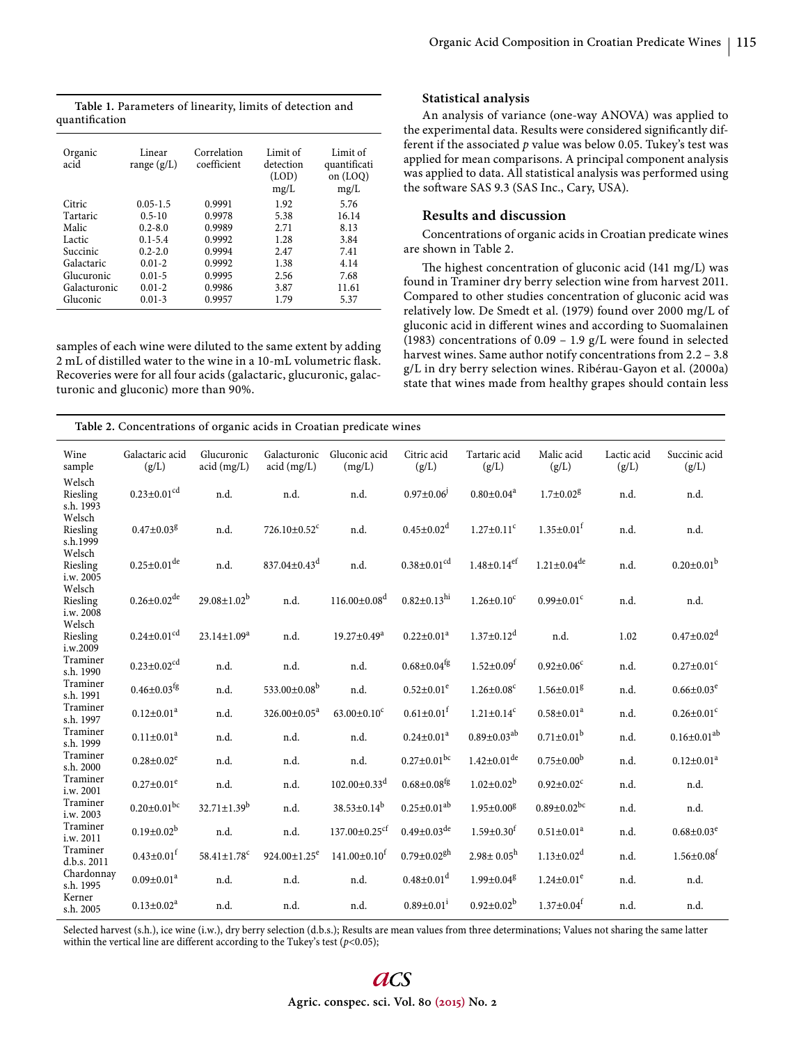**Table 1.** Parameters of linearity, limits of detection and quantification

| Organic acid | Linear range (g/L) | Correlation coefficient | Limit of detection (LOD) mg/L | Limit of quantification (LOQ) mg/L |
|---|---|---|---|---|
| Citric | 0.05-1.5 | 0.9991 | 1.92 | 5.76 |
| Tartaric | 0.5-10 | 0.9978 | 5.38 | 16.14 |
| Malic | 0.2-8.0 | 0.9989 | 2.71 | 8.13 |
| Lactic | 0.1-5.4 | 0.9992 | 1.28 | 3.84 |
| Succinic | 0.2-2.0 | 0.9994 | 2.47 | 7.41 |
| Galactaric | 0.01-2 | 0.9992 | 1.38 | 4.14 |
| Glucuronic | 0.01-5 | 0.9995 | 2.56 | 7.68 |
| Galacturonic | 0.01-2 | 0.9986 | 3.87 | 11.61 |
| Gluconic | 0.01-3 | 0.9957 | 1.79 | 5.37 |

samples of each wine were diluted to the same extent by adding 2 mL of distilled water to the wine in a 10-mL volumetric flask. Recoveries were for all four acids (galactaric, glucuronic, galacturonic and gluconic) more than 90%.

### Statistical analysis

An analysis of variance (one-way ANOVA) was applied to the experimental data. Results were considered significantly different if the associated *p* value was below 0.05. Tukey's test was applied for mean comparisons. A principal component analysis was applied to data. All statistical analysis was performed using the software SAS 9.3 (SAS Inc., Cary, USA).

## Results and discussion

Concentrations of organic acids in Croatian predicate wines are shown in Table 2.

The highest concentration of gluconic acid (141 mg/L) was found in Traminer dry berry selection wine from harvest 2011. Compared to other studies concentration of gluconic acid was relatively low. De Smedt et al. (1979) found over 2000 mg/L of gluconic acid in different wines and according to Suomalainen (1983) concentrations of 0.09 – 1.9 g/L were found in selected harvest wines. Same author notify concentrations from 2.2 – 3.8 g/L in dry berry selection wines. Ribérau-Gayon et al. (2000a) state that wines made from healthy grapes should contain less

**Table 2.** Concentrations of organic acids in Croatian predicate wines

| Wine sample | Galactaric acid (g/L) | Glucuronic acid (mg/L) | Galacturonic acid (mg/L) | Gluconic acid (mg/L) | Citric acid (g/L) | Tartaric acid (g/L) | Malic acid (g/L) | Lactic acid (g/L) | Succinic acid (g/L) |
|---|---|---|---|---|---|---|---|---|---|
| Welsch Riesling s.h. 1993 | $0.23{\pm}0.01^{cd}$ | n.d. | n.d. | n.d. | $0.97{\pm}0.06^{j}$ | $0.80{\pm}0.04^{a}$ | $1.7{\pm}0.02^{g}$ | n.d. | n.d. |
| Welsch Riesling s.h.1999 | $0.47{\pm}0.03^{g}$ | n.d. | $726.10{\pm}0.52^{c}$ | n.d. | $0.45{\pm}0.02^{d}$ | $1.27{\pm}0.11^{c}$ | $1.35{\pm}0.01^{f}$ | n.d. | n.d. |
| Welsch Riesling i.w. 2005 | $0.25{\pm}0.01^{de}$ | n.d. | $837.04{\pm}0.43^{d}$ | n.d. | $0.38{\pm}0.01^{cd}$ | $1.48{\pm}0.14^{ef}$ | $1.21{\pm}0.04^{de}$ | n.d. | $0.20{\pm}0.01^{b}$ |
| Welsch Riesling i.w. 2008 | $0.26{\pm}0.02^{de}$ | $29.08{\pm}1.02^{b}$ | n.d. | $116.00{\pm}0.08^{d}$ | $0.82{\pm}0.13^{hi}$ | $1.26{\pm}0.10^{c}$ | $0.99{\pm}0.01^{c}$ | n.d. | n.d. |
| Welsch Riesling i.w.2009 | $0.24{\pm}0.01^{cd}$ | $23.14{\pm}1.09^{a}$ | n.d. | $19.27{\pm}0.49^{a}$ | $0.22{\pm}0.01^{a}$ | $1.37{\pm}0.12^{d}$ | n.d. | 1.02 | $0.47{\pm}0.02^{d}$ |
| Traminer s.h. 1990 | $0.23{\pm}0.02^{cd}$ | n.d. | n.d. | n.d. | $0.68{\pm}0.04^{fg}$ | $1.52{\pm}0.09^{f}$ | $0.92{\pm}0.06^{c}$ | n.d. | $0.27{\pm}0.01^{c}$ |
| Traminer s.h. 1991 | $0.46{\pm}0.03^{fg}$ | n.d. | $533.00{\pm}0.08^{b}$ | n.d. | $0.52{\pm}0.01^{e}$ | $1.26{\pm}0.08^{c}$ | $1.56{\pm}0.01^{g}$ | n.d. | $0.66{\pm}0.03^{e}$ |
| Traminer s.h. 1997 | $0.12{\pm}0.01^{a}$ | n.d. | $326.00{\pm}0.05^{a}$ | $63.00{\pm}0.10^{c}$ | $0.61{\pm}0.01^{f}$ | $1.21{\pm}0.14^{c}$ | $0.58{\pm}0.01^{a}$ | n.d. | $0.26{\pm}0.01^{c}$ |
| Traminer s.h. 1999 | $0.11{\pm}0.01^{a}$ | n.d. | n.d. | n.d. | $0.24{\pm}0.01^{a}$ | $0.89{\pm}0.03^{ab}$ | $0.71{\pm}0.01^{b}$ | n.d. | $0.16{\pm}0.01^{ab}$ |
| Traminer s.h. 2000 | $0.28{\pm}0.02^{e}$ | n.d. | n.d. | n.d. | $0.27{\pm}0.01^{bc}$ | $1.42{\pm}0.01^{de}$ | $0.75{\pm}0.00^{b}$ | n.d. | $0.12{\pm}0.01^{a}$ |
| Traminer i.w. 2001 | $0.27{\pm}0.01^{e}$ | n.d. | n.d. | $102.00{\pm}0.33^{d}$ | $0.68{\pm}0.08^{fg}$ | $1.02{\pm}0.02^{b}$ | $0.92{\pm}0.02^{c}$ | n.d. | n.d. |
| Traminer i.w. 2003 | $0.20{\pm}0.01^{bc}$ | $32.71{\pm}1.39^{b}$ | n.d. | $38.53{\pm}0.14^{b}$ | $0.25{\pm}0.01^{ab}$ | $1.95{\pm}0.00^{g}$ | $0.89{\pm}0.02^{bc}$ | n.d. | n.d. |
| Traminer i.w. 2011 | $0.19{\pm}0.02^{b}$ | n.d. | n.d. | $137.00{\pm}0.25^{cf}$ | $0.49{\pm}0.03^{de}$ | $1.59{\pm}0.30^{f}$ | $0.51{\pm}0.01^{a}$ | n.d. | $0.68{\pm}0.03^{e}$ |
| Traminer d.b.s. 2011 | $0.43{\pm}0.01^{f}$ | $58.41{\pm}1.78^{c}$ | $924.00{\pm}1.25^{e}$ | $141.00{\pm}0.10^{f}$ | $0.79{\pm}0.02^{gh}$ | $2.98{\pm}0.05^{h}$ | $1.13{\pm}0.02^{d}$ | n.d. | $1.56{\pm}0.08^{f}$ |
| Chardonnay s.h. 1995 | $0.09{\pm}0.01^{a}$ | n.d. | n.d. | n.d. | $0.48{\pm}0.01^{d}$ | $1.99{\pm}0.04^{g}$ | $1.24{\pm}0.01^{e}$ | n.d. | n.d. |
| Kerner s.h. 2005 | $0.13{\pm}0.02^{a}$ | n.d. | n.d. | n.d. | $0.89{\pm}0.01^{i}$ | $0.92{\pm}0.02^{b}$ | $1.37{\pm}0.04^{f}$ | n.d. | n.d. |

Selected harvest (s.h.), ice wine (i.w.), dry berry selection (d.b.s.); Results are mean values from three determinations; Values not sharing the same latter within the vertical line are different according to the Tukey's test ($p<0.05$);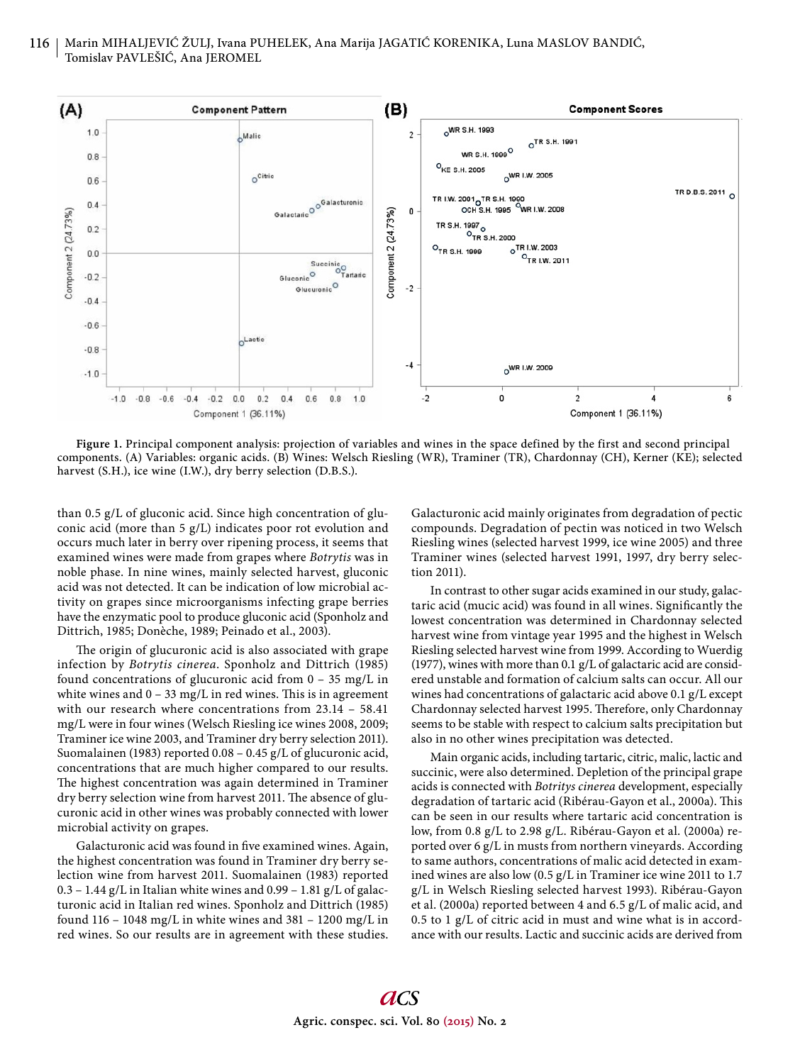**Figure 1.** Principal component analysis: projection of variables and wines in the space defined by the first and second principal components. (A) Variables: organic acids. (B) Wines: Welsch Riesling (WR), Traminer (TR), Chardonnay (CH), Kerner (KE); selected harvest (S.H.), ice wine (I.W.), dry berry selection (D.B.S.).

than 0.5 g/L of gluconic acid. Since high concentration of gluconic acid (more than 5 g/L) indicates poor rot evolution and occurs much later in berry over ripening process, it seems that examined wines were made from grapes where *Botrytis* was in noble phase. In nine wines, mainly selected harvest, gluconic acid was not detected. It can be indication of low microbial activity on grapes since microorganisms infecting grape berries have the enzymatic pool to produce gluconic acid (Sponholz and Dittrich, 1985; Donèche, 1989; Peinado et al., 2003).

The origin of glucuronic acid is also associated with grape infection by *Botrytis cinerea*. Sponholz and Dittrich (1985) found concentrations of glucuronic acid from 0 – 35 mg/L in white wines and 0 – 33 mg/L in red wines. This is in agreement with our research where concentrations from 23.14 – 58.41 mg/L were in four wines (Welsch Riesling ice wines 2008, 2009; Traminer ice wine 2003, and Traminer dry berry selection 2011). Suomalainen (1983) reported 0.08 – 0.45 g/L of glucuronic acid, concentrations that are much higher compared to our results. The highest concentration was again determined in Traminer dry berry selection wine from harvest 2011. The absence of glucuronic acid in other wines was probably connected with lower microbial activity on grapes.

Galacturonic acid was found in five examined wines. Again, the highest concentration was found in Traminer dry berry selection wine from harvest 2011. Suomalainen (1983) reported 0.3 – 1.44 g/L in Italian white wines and 0.99 – 1.81 g/L of galacturonic acid in Italian red wines. Sponholz and Dittrich (1985) found 116 – 1048 mg/L in white wines and 381 – 1200 mg/L in red wines. So our results are in agreement with these studies. Galacturonic acid mainly originates from degradation of pectic compounds. Degradation of pectin was noticed in two Welsch Riesling wines (selected harvest 1999, ice wine 2005) and three Traminer wines (selected harvest 1991, 1997, dry berry selection 2011).

In contrast to other sugar acids examined in our study, galactaric acid (mucic acid) was found in all wines. Significantly the lowest concentration was determined in Chardonnay selected harvest wine from vintage year 1995 and the highest in Welsch Riesling selected harvest wine from 1999. According to Wuerdig (1977), wines with more than 0.1 g/L of galactaric acid are considered unstable and formation of calcium salts can occur. All our wines had concentrations of galactaric acid above 0.1 g/L except Chardonnay selected harvest 1995. Therefore, only Chardonnay seems to be stable with respect to calcium salts precipitation but also in no other wines precipitation was detected.

Main organic acids, including tartaric, citric, malic, lactic and succinic, were also determined. Depletion of the principal grape acids is connected with *Botrytys cinerea* development, especially degradation of tartaric acid (Ribérau-Gayon et al., 2000a). This can be seen in our results where tartaric acid concentration is low, from 0.8 g/L to 2.98 g/L. Ribérau-Gayon et al. (2000a) reported over 6 g/L in musts from northern vineyards. According to same authors, concentrations of malic acid detected in examined wines are also low (0.5 g/L in Traminer ice wine 2011 to 1.7 g/L in Welsch Riesling selected harvest 1993). Ribérau-Gayon et al. (2000a) reported between 4 and 6.5 g/L of malic acid, and 0.5 to 1 g/L of citric acid in must and wine what is in accordance with our results. Lactic and succinic acids are derived from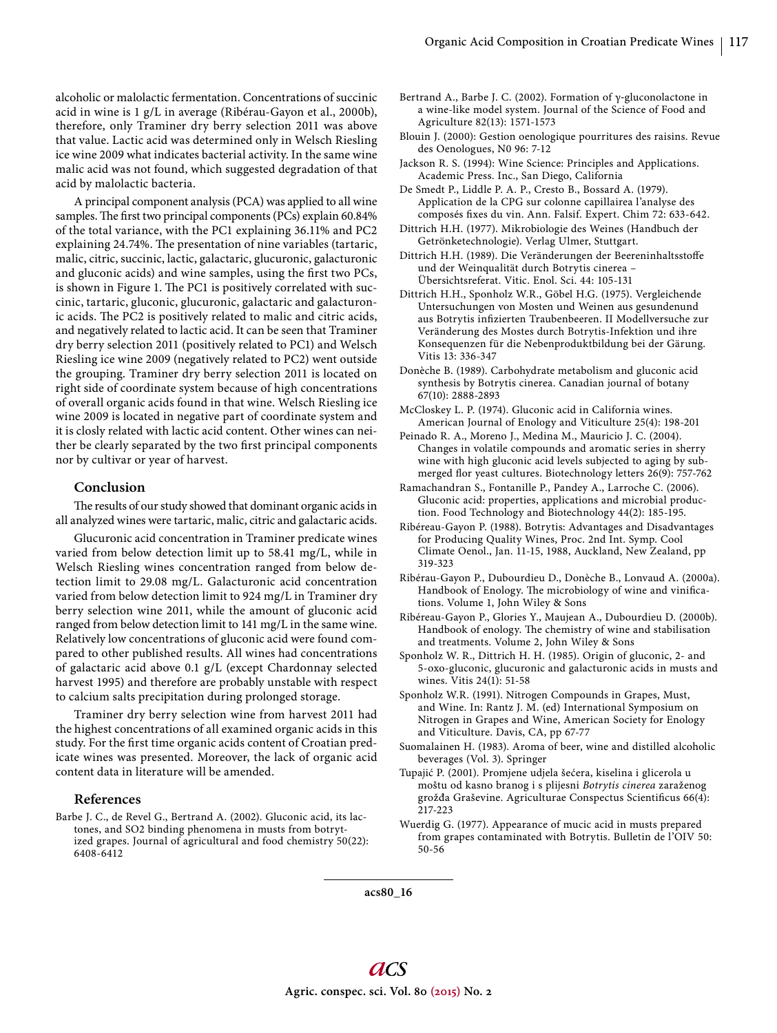alcoholic or malolactic fermentation. Concentrations of succinic acid in wine is 1 g/L in average (Ribérau-Gayon et al., 2000b), therefore, only Traminer dry berry selection 2011 was above that value. Lactic acid was determined only in Welsch Riesling ice wine 2009 what indicates bacterial activity. In the same wine malic acid was not found, which suggested degradation of that acid by malolactic bacteria.

A principal component analysis (PCA) was applied to all wine samples. The first two principal components (PCs) explain 60.84% of the total variance, with the PC1 explaining 36.11% and PC2 explaining 24.74%. The presentation of nine variables (tartaric, malic, citric, succinic, lactic, galactaric, glucuronic, galacturonic and gluconic acids) and wine samples, using the first two PCs, is shown in Figure 1. The PC1 is positively correlated with succinic, tartaric, gluconic, glucuronic, galactaric and galacturonic acids. The PC2 is positively related to malic and citric acids, and negatively related to lactic acid. It can be seen that Traminer dry berry selection 2011 (positively related to PC1) and Welsch Riesling ice wine 2009 (negatively related to PC2) went outside the grouping. Traminer dry berry selection 2011 is located on right side of coordinate system because of high concentrations of overall organic acids found in that wine. Welsch Riesling ice wine 2009 is located in negative part of coordinate system and it is closly related with lactic acid content. Other wines can neither be clearly separated by the two first principal components nor by cultivar or year of harvest.

## Conclusion

The results of our study showed that dominant organic acids in all analyzed wines were tartaric, malic, citric and galactaric acids.

Glucuronic acid concentration in Traminer predicate wines varied from below detection limit up to 58.41 mg/L, while in Welsch Riesling wines concentration ranged from below detection limit to 29.08 mg/L. Galacturonic acid concentration varied from below detection limit to 924 mg/L in Traminer dry berry selection wine 2011, while the amount of gluconic acid ranged from below detection limit to 141 mg/L in the same wine. Relatively low concentrations of gluconic acid were found compared to other published results. All wines had concentrations of galactaric acid above 0.1 g/L (except Chardonnay selected harvest 1995) and therefore are probably unstable with respect to calcium salts precipitation during prolonged storage.

Traminer dry berry selection wine from harvest 2011 had the highest concentrations of all examined organic acids in this study. For the first time organic acids content of Croatian predicate wines was presented. Moreover, the lack of organic acid content data in literature will be amended.

## References

Barbe J. C., de Revel G., Bertrand A. (2002). Gluconic acid, its lactones, and SO2 binding phenomena in musts from botrytized grapes. Journal of agricultural and food chemistry 50(22): 6408-6412

Bertrand A., Barbe J. C. (2002). Formation of γ-gluconolactone in a wine-like model system. Journal of the Science of Food and Agriculture 82(13): 1571-1573

Blouin J. (2000): Gestion oenologique pourritures des raisins. Revue des Oenologues, N0 96: 7-12

Jackson R. S. (1994): Wine Science: Principles and Applications. Academic Press. Inc., San Diego, California

De Smedt P., Liddle P. A. P., Cresto B., Bossard A. (1979). Application de la CPG sur colonne capillairea l'analyse des composés fixes du vin. Ann. Falsif. Expert. Chim 72: 633-642.

Dittrich H.H. (1977). Mikrobiologie des Weines (Handbuch der Getrönketechnologie). Verlag Ulmer, Stuttgart.

Dittrich H.H. (1989). Die Veränderungen der Beereninhaltsstoffe und der Weinqualität durch Botrytis cinerea – Übersichtsreferat. Vitic. Enol. Sci. 44: 105-131

Dittrich H.H., Sponholz W.R., Göbel H.G. (1975). Vergleichende Untersuchungen von Mosten und Weinen aus gesundenund aus Botrytis infizierten Traubenbeeren. II Modellversuche zur Veränderung des Mostes durch Botrytis-Infektion und ihre Konsequenzen für die Nebenproduktbildung bei der Gärung. Vitis 13: 336-347

Donèche B. (1989). Carbohydrate metabolism and gluconic acid synthesis by Botrytis cinerea. Canadian journal of botany 67(10): 2888-2893

McCloskey L. P. (1974). Gluconic acid in California wines. American Journal of Enology and Viticulture 25(4): 198-201

Peinado R. A., Moreno J., Medina M., Mauricio J. C. (2004). Changes in volatile compounds and aromatic series in sherry wine with high gluconic acid levels subjected to aging by submerged flor yeast cultures. Biotechnology letters 26(9): 757-762

Ramachandran S., Fontanille P., Pandey A., Larroche C. (2006). Gluconic acid: properties, applications and microbial production. Food Technology and Biotechnology 44(2): 185-195.

Ribéreau-Gayon P. (1988). Botrytis: Advantages and Disadvantages for Producing Quality Wines, Proc. 2nd Int. Symp. Cool Climate Oenol., Jan. 11-15, 1988, Auckland, New Zealand, pp 319-323

Ribérau-Gayon P., Dubourdieu D., Donèche B., Lonvaud A. (2000a). Handbook of Enology. The microbiology of wine and vinifications. Volume 1, John Wiley & Sons

Ribéreau-Gayon P., Glories Y., Maujean A., Dubourdieu D. (2000b). Handbook of enology. The chemistry of wine and stabilisation and treatments. Volume 2, John Wiley & Sons

Sponholz W. R., Dittrich H. H. (1985). Origin of gluconic, 2- and 5-oxo-gluconic, glucuronic and galacturonic acids in musts and wines. Vitis 24(1): 51-58

Sponholz W.R. (1991). Nitrogen Compounds in Grapes, Must, and Wine. In: Rantz J. M. (ed) International Symposium on Nitrogen in Grapes and Wine, American Society for Enology and Viticulture. Davis, CA, pp 67-77

Suomalainen H. (1983). Aroma of beer, wine and distilled alcoholic beverages (Vol. 3). Springer

Tupajić P. (2001). Promjene udjela šećera, kiselina i glicerola u moštu od kasno branog i s plijesni *Botrytis cinerea* zaraženog grožda Graševine. Agriculturae Conspectus Scientificus 66(4): 217-223

Wuerdig G. (1977). Appearance of mucic acid in musts prepared from grapes contaminated with Botrytis. Bulletin de l'OIV 50: 50-56

acs80_16